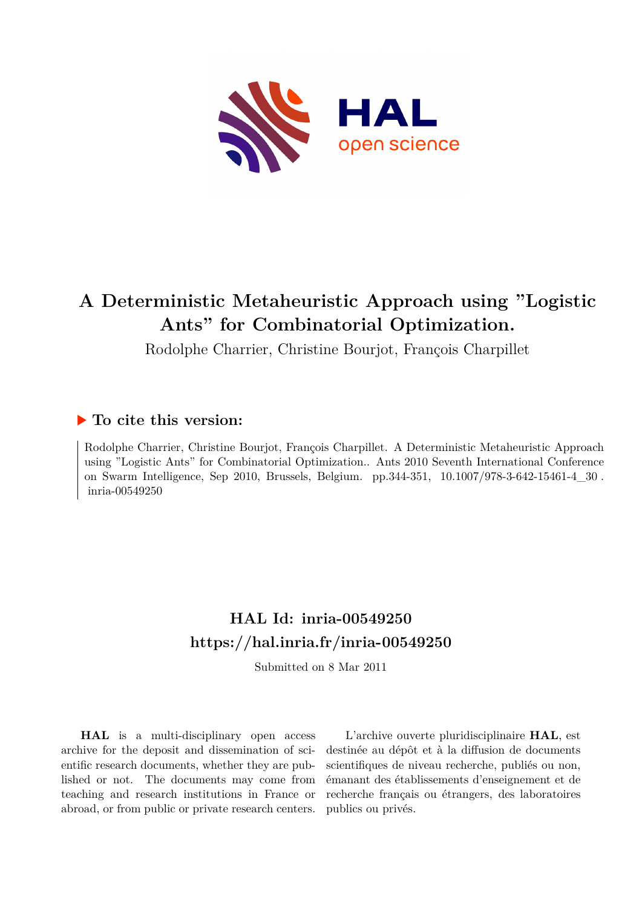# A Deterministic Metaheuristic Approach using "Logistic Ants" for Combinatorial Optimization.

Rodolphe Charrier, Christine Bourjot, François Charpillet

## ▶ To cite this version:

Rodolphe Charrier, Christine Bourjot, François Charpillet. A Deterministic Metaheuristic Approach using "Logistic Ants" for Combinatorial Optimization.. Ants 2010 Seventh International Conference on Swarm Intelligence, Sep 2010, Brussels, Belgium. pp.344-351, 10.1007/978-3-642-15461-4_30 . inria-00549250

## HAL Id: inria-00549250

## https://hal.inria.fr/inria-00549250

Submitted on 8 Mar 2011

**HAL** is a multi-disciplinary open access archive for the deposit and dissemination of scientific research documents, whether they are published or not. The documents may come from teaching and research institutions in France or abroad, or from public or private research centers.

L'archive ouverte pluridisciplinaire **HAL**, est destinée au dépôt et à la diffusion de documents scientifiques de niveau recherche, publiés ou non, émanant des établissements d'enseignement et de recherche français ou étrangers, des laboratoires publics ou privés.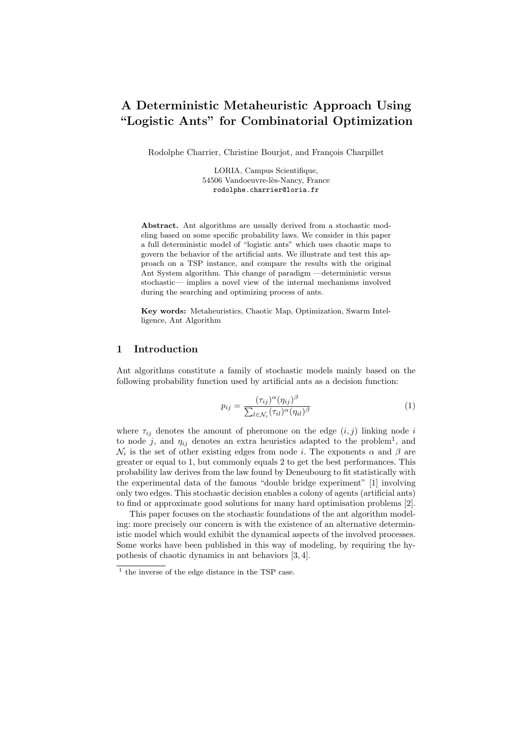# A Deterministic Metaheuristic Approach Using "Logistic Ants" for Combinatorial Optimization

Rodolphe Charrier, Christine Bourjot, and François Charpillet

LORIA, Campus Scientifique,
54506 Vandoeuvre-lès-Nancy, France
rodolphe.charrier@loria.fr

**Abstract.** Ant algorithms are usually derived from a stochastic modeling based on some specific probability laws. We consider in this paper a full deterministic model of "logistic ants" which uses chaotic maps to govern the behavior of the artificial ants. We illustrate and test this approach on a TSP instance, and compare the results with the original Ant System algorithm. This change of paradigm —deterministic versus stochastic— implies a novel view of the internal mechanisms involved during the searching and optimizing process of ants.

**Key words:** Metaheuristics, Chaotic Map, Optimization, Swarm Intelligence, Ant Algorithm

## 1 Introduction

Ant algorithms constitute a family of stochastic models mainly based on the following probability function used by artificial ants as a decision function:

$$p_{ij} = \frac{(\tau_{ij})^{\alpha}(\eta_{ij})^{\beta}}{\sum_{l \in \mathcal{N}_i} (\tau_{il})^{\alpha}(\eta_{il})^{\beta}} \tag{1}$$

where $\tau_{ij}$ denotes the amount of pheromone on the edge $(i, j)$ linking node $i$ to node $j$, and $\eta_{ij}$ denotes an extra heuristics adapted to the problem[1], and $\mathcal{N}_i$ is the set of other existing edges from node $i$. The exponents $\alpha$ and $\beta$ are greater or equal to 1, but commonly equals 2 to get the best performances. This probability law derives from the law found by Deneubourg to fit statistically with the experimental data of the famous "double bridge experiment" [1] involving only two edges. This stochastic decision enables a colony of agents (artificial ants) to find or approximate good solutions for many hard optimisation problems [2].

This paper focuses on the stochastic foundations of the ant algorithm modeling: more precisely our concern is with the existence of an alternative deterministic model which would exhibit the dynamical aspects of the involved processes. Some works have been published in this way of modeling, by requiring the hypothesis of chaotic dynamics in ant behaviors [3, 4].

[1] the inverse of the edge distance in the TSP case.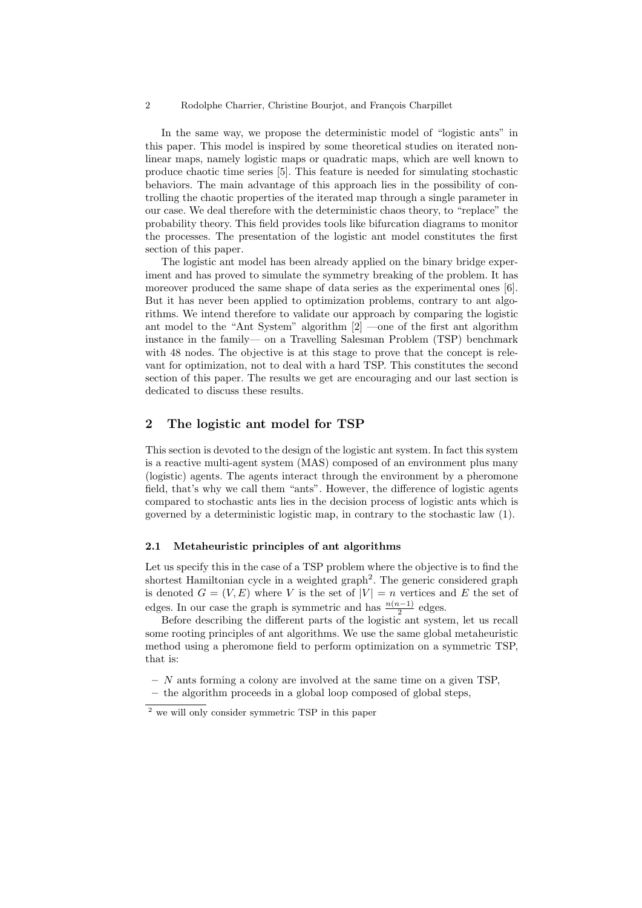In the same way, we propose the deterministic model of "logistic ants" in this paper. This model is inspired by some theoretical studies on iterated nonlinear maps, namely logistic maps or quadratic maps, which are well known to produce chaotic time series [5]. This feature is needed for simulating stochastic behaviors. The main advantage of this approach lies in the possibility of controlling the chaotic properties of the iterated map through a single parameter in our case. We deal therefore with the deterministic chaos theory, to "replace" the probability theory. This field provides tools like bifurcation diagrams to monitor the processes. The presentation of the logistic ant model constitutes the first section of this paper.

The logistic ant model has been already applied on the binary bridge experiment and has proved to simulate the symmetry breaking of the problem. It has moreover produced the same shape of data series as the experimental ones [6]. But it has never been applied to optimization problems, contrary to ant algorithms. We intend therefore to validate our approach by comparing the logistic ant model to the "Ant System" algorithm [2] —one of the first ant algorithm instance in the family— on a Travelling Salesman Problem (TSP) benchmark with 48 nodes. The objective is at this stage to prove that the concept is relevant for optimization, not to deal with a hard TSP. This constitutes the second section of this paper. The results we get are encouraging and our last section is dedicated to discuss these results.

## 2 The logistic ant model for TSP

This section is devoted to the design of the logistic ant system. In fact this system is a reactive multi-agent system (MAS) composed of an environment plus many (logistic) agents. The agents interact through the environment by a pheromone field, that's why we call them "ants". However, the difference of logistic agents compared to stochastic ants lies in the decision process of logistic ants which is governed by a deterministic logistic map, in contrary to the stochastic law (1).

### 2.1 Metaheuristic principles of ant algorithms

Let us specify this in the case of a TSP problem where the objective is to find the shortest Hamiltonian cycle in a weighted graph[2]. The generic considered graph is denoted $G = (V, E)$ where $V$ is the set of $|V| = n$ vertices and $E$ the set of edges. In our case the graph is symmetric and has $\frac{n(n-1)}{2}$ edges.

Before describing the different parts of the logistic ant system, let us recall some rooting principles of ant algorithms. We use the same global metaheuristic method using a pheromone field to perform optimization on a symmetric TSP, that is:

- $N$ ants forming a colony are involved at the same time on a given TSP,
- the algorithm proceeds in a global loop composed of global steps,

[2] we will only consider symmetric TSP in this paper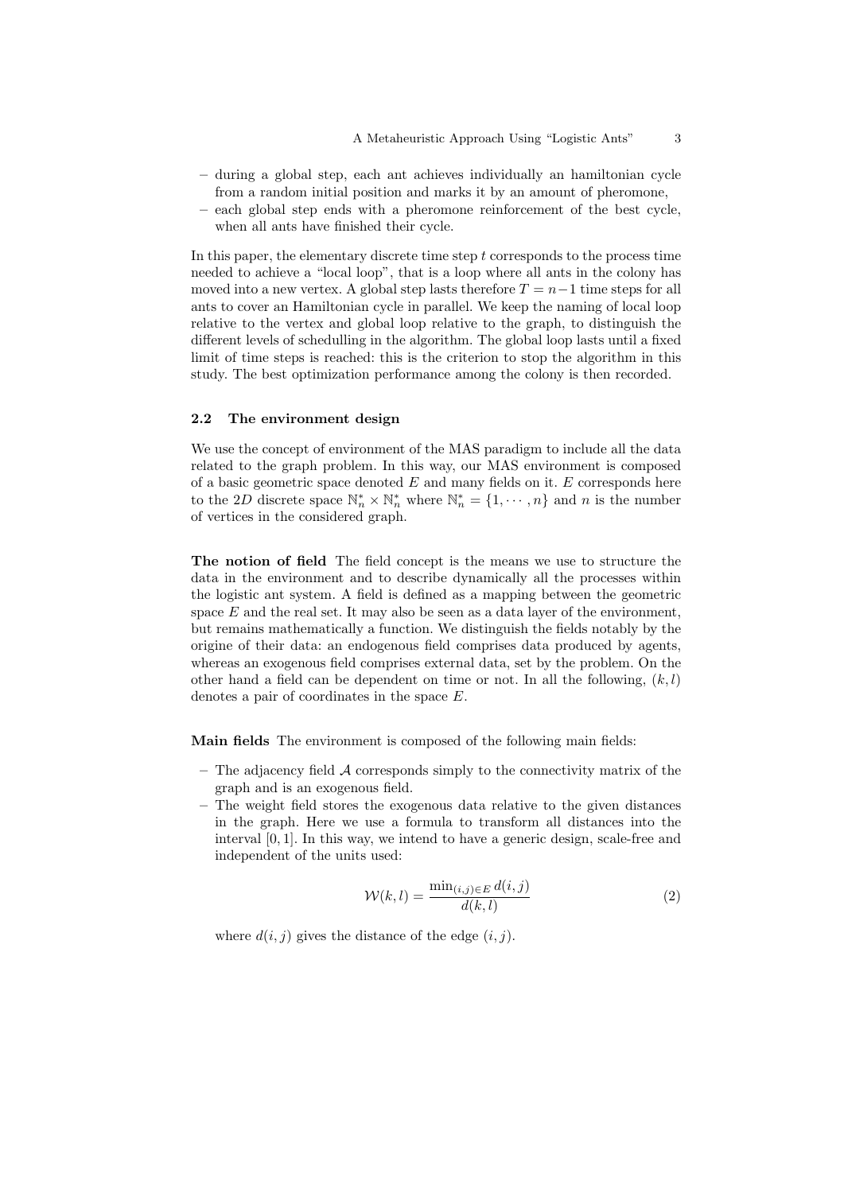- during a global step, each ant achieves individually an hamiltonian cycle from a random initial position and marks it by an amount of pheromone,
- each global step ends with a pheromone reinforcement of the best cycle, when all ants have finished their cycle.

In this paper, the elementary discrete time step $t$ corresponds to the process time needed to achieve a "local loop", that is a loop where all ants in the colony has moved into a new vertex. A global step lasts therefore $T = n-1$ time steps for all ants to cover an Hamiltonian cycle in parallel. We keep the naming of local loop relative to the vertex and global loop relative to the graph, to distinguish the different levels of schedulling in the algorithm. The global loop lasts until a fixed limit of time steps is reached: this is the criterion to stop the algorithm in this study. The best optimization performance among the colony is then recorded.

### 2.2 The environment design

We use the concept of environment of the MAS paradigm to include all the data related to the graph problem. In this way, our MAS environment is composed of a basic geometric space denoted $E$ and many fields on it. $E$ corresponds here to the $2D$ discrete space $\mathbb{N}_n^* \times \mathbb{N}_n^*$ where $\mathbb{N}_n^* = \{1, \cdots, n\}$ and $n$ is the number of vertices in the considered graph.

**The notion of field** The field concept is the means we use to structure the data in the environment and to describe dynamically all the processes within the logistic ant system. A field is defined as a mapping between the geometric space $E$ and the real set. It may also be seen as a data layer of the environment, but remains mathematically a function. We distinguish the fields notably by the origine of their data: an endogenous field comprises data produced by agents, whereas an exogenous field comprises external data, set by the problem. On the other hand a field can be dependent on time or not. In all the following, $(k, l)$ denotes a pair of coordinates in the space $E$.

**Main fields** The environment is composed of the following main fields:

- The adjacency field $\mathcal{A}$ corresponds simply to the connectivity matrix of the graph and is an exogenous field.
- The weight field stores the exogenous data relative to the given distances in the graph. Here we use a formula to transform all distances into the interval $[0, 1]$. In this way, we intend to have a generic design, scale-free and independent of the units used:

$$\mathcal{W}(k, l) = \frac{\min_{(i,j) \in E} d(i, j)}{d(k, l)} \tag{2}$$

where $d(i, j)$ gives the distance of the edge $(i, j)$.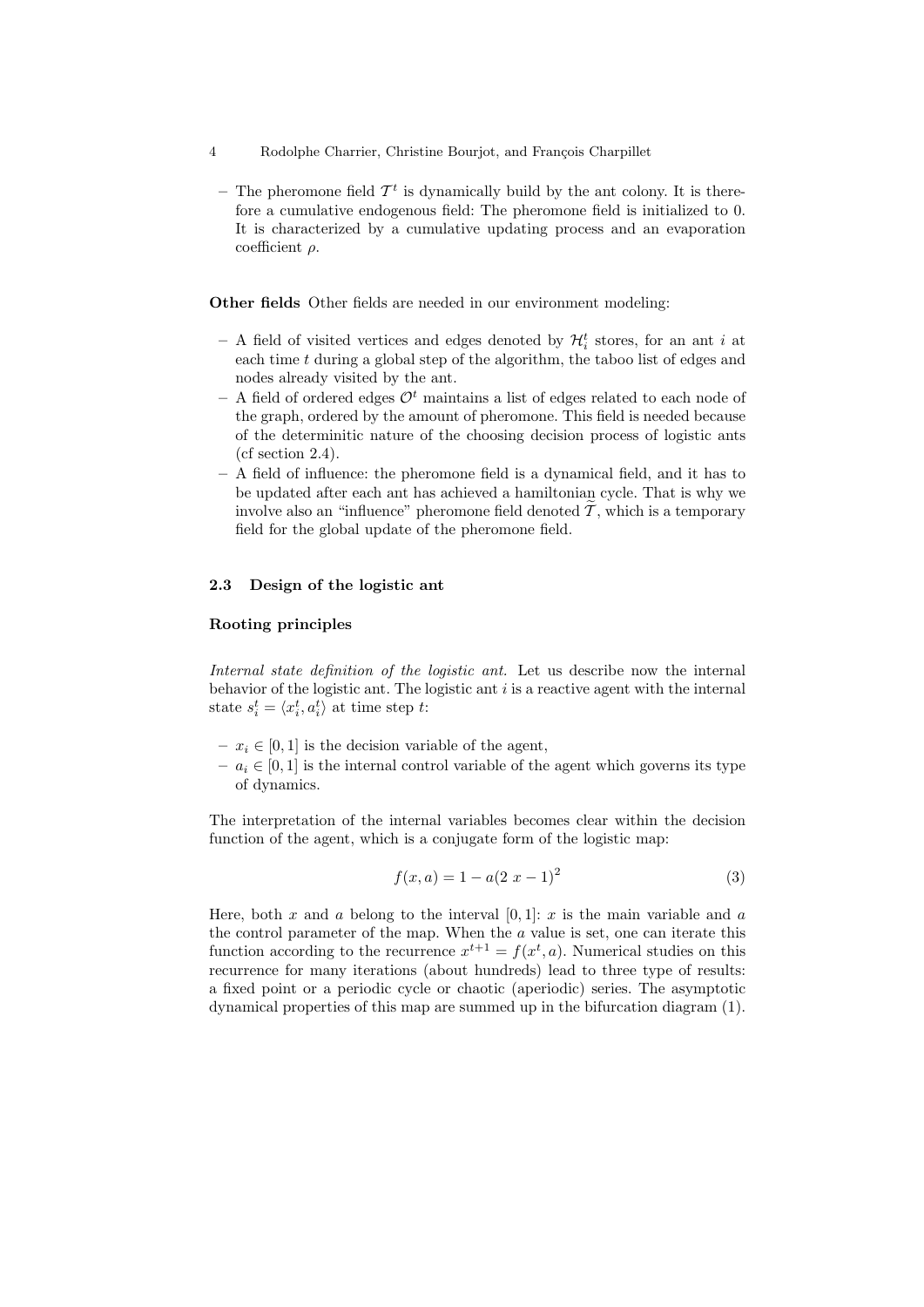- The pheromone field $\mathcal{T}^t$ is dynamically build by the ant colony. It is therefore a cumulative endogenous field: The pheromone field is initialized to 0. It is characterized by a cumulative updating process and an evaporation coefficient $\rho$.

**Other fields** Other fields are needed in our environment modeling:

- A field of visited vertices and edges denoted by $\mathcal{H}_i^t$ stores, for an ant $i$ at each time $t$ during a global step of the algorithm, the taboo list of edges and nodes already visited by the ant.
- A field of ordered edges $\mathcal{O}^t$ maintains a list of edges related to each node of the graph, ordered by the amount of pheromone. This field is needed because of the determinitic nature of the choosing decision process of logistic ants (cf section 2.4).
- A field of influence: the pheromone field is a dynamical field, and it has to be updated after each ant has achieved a hamiltonian cycle. That is why we involve also an "influence" pheromone field denoted $\widetilde{\mathcal{T}}$, which is a temporary field for the global update of the pheromone field.

### 2.3 Design of the logistic ant

**Rooting principles**

*Internal state definition of the logistic ant.* Let us describe now the internal behavior of the logistic ant. The logistic ant $i$ is a reactive agent with the internal state $s_i^t = \langle x_i^t, a_i^t \rangle$ at time step $t$:

- $x_i \in [0, 1]$ is the decision variable of the agent,
- $a_i \in [0, 1]$ is the internal control variable of the agent which governs its type of dynamics.

The interpretation of the internal variables becomes clear within the decision function of the agent, which is a conjugate form of the logistic map:

$$f(x, a) = 1 - a(2\,x - 1)^2 \qquad (3)$$

Here, both $x$ and $a$ belong to the interval $[0, 1]$: $x$ is the main variable and $a$ the control parameter of the map. When the $a$ value is set, one can iterate this function according to the recurrence $x^{t+1} = f(x^t, a)$. Numerical studies on this recurrence for many iterations (about hundreds) lead to three type of results: a fixed point or a periodic cycle or chaotic (aperiodic) series. The asymptotic dynamical properties of this map are summed up in the bifurcation diagram (1).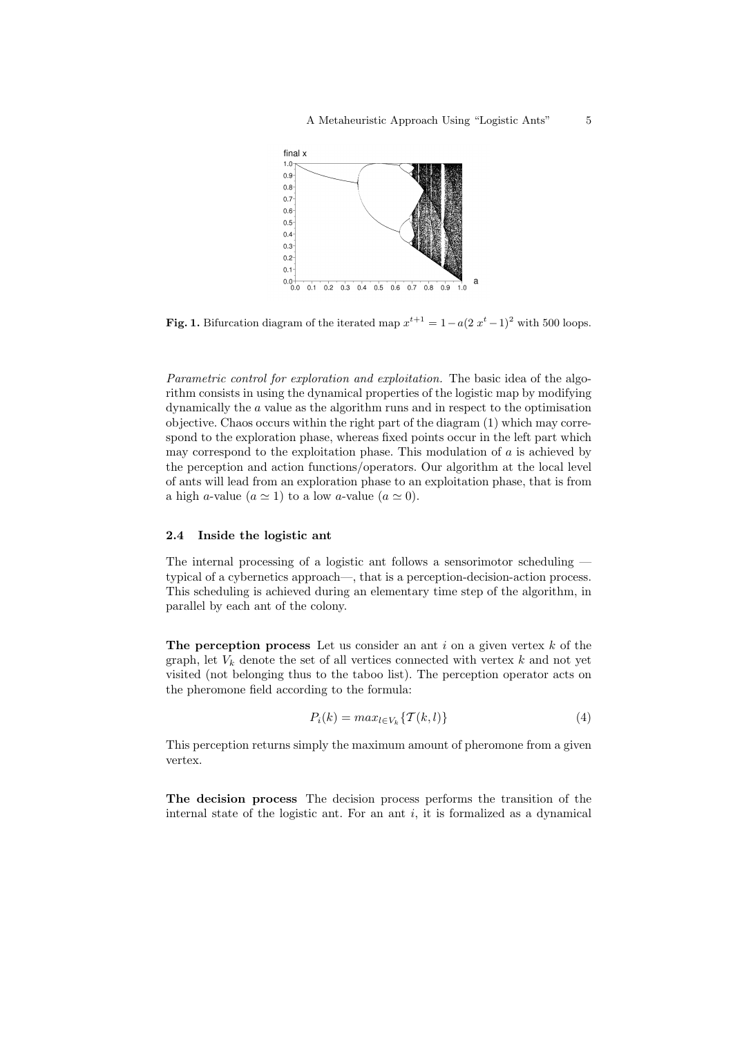**Fig. 1.** Bifurcation diagram of the iterated map $x^{t+1} = 1 - a(2\ x^t - 1)^2$ with 500 loops.

*Parametric control for exploration and exploitation.* The basic idea of the algorithm consists in using the dynamical properties of the logistic map by modifying dynamically the $a$ value as the algorithm runs and in respect to the optimisation objective. Chaos occurs within the right part of the diagram (1) which may correspond to the exploration phase, whereas fixed points occur in the left part which may correspond to the exploitation phase. This modulation of $a$ is achieved by the perception and action functions/operators. Our algorithm at the local level of ants will lead from an exploration phase to an exploitation phase, that is from a high $a$-value ($a \simeq 1$) to a low $a$-value ($a \simeq 0$).

### 2.4 Inside the logistic ant

The internal processing of a logistic ant follows a sensorimotor scheduling —typical of a cybernetics approach—, that is a perception-decision-action process. This scheduling is achieved during an elementary time step of the algorithm, in parallel by each ant of the colony.

**The perception process** Let us consider an ant $i$ on a given vertex $k$ of the graph, let $V_k$ denote the set of all vertices connected with vertex $k$ and not yet visited (not belonging thus to the taboo list). The perception operator acts on the pheromone field according to the formula:

$$P_i(k) = max_{l \in V_k}\{\mathcal{T}(k,l)\} \tag{4}$$

This perception returns simply the maximum amount of pheromone from a given vertex.

**The decision process** The decision process performs the transition of the internal state of the logistic ant. For an ant $i$, it is formalized as a dynamical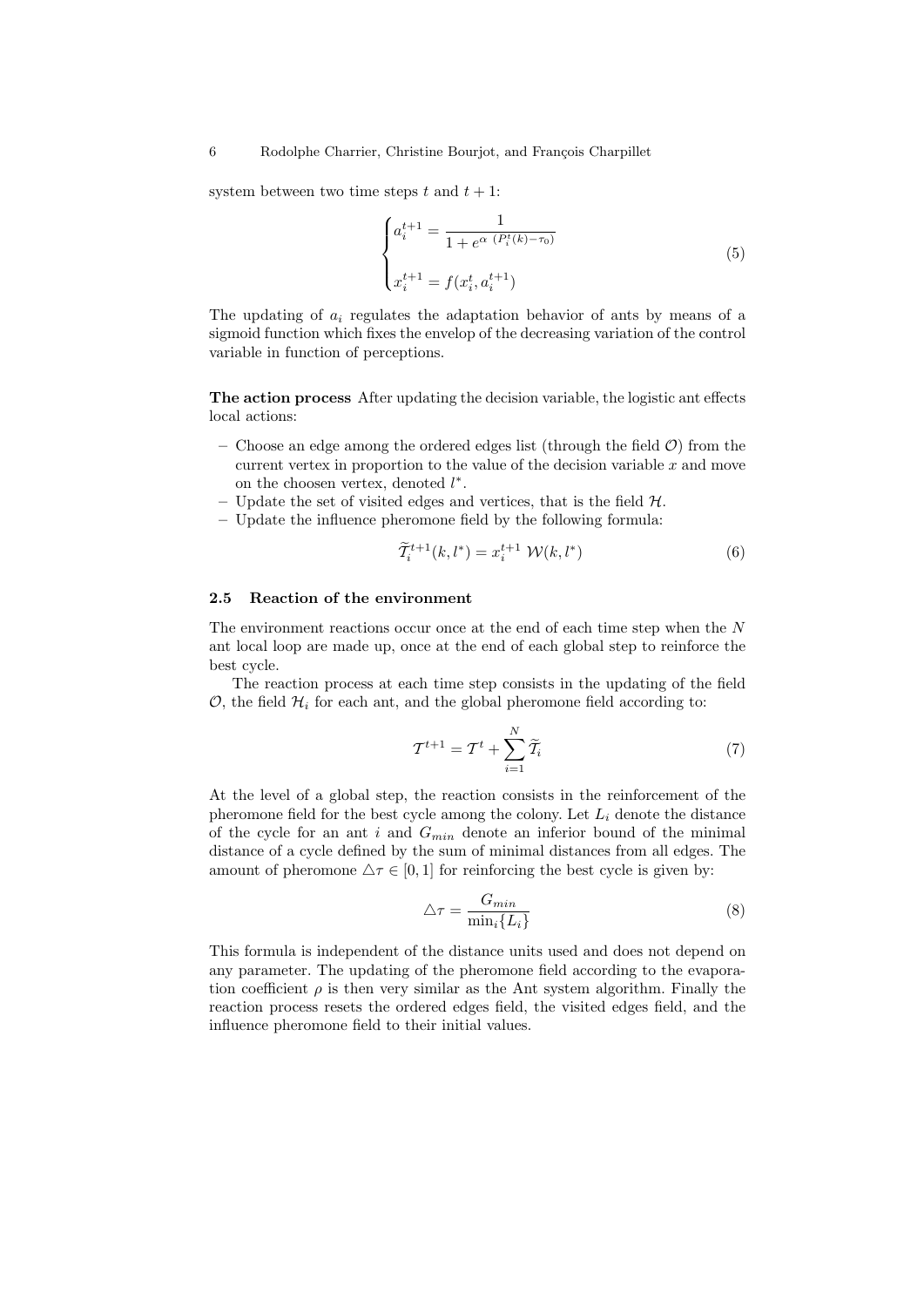system between two time steps $t$ and $t+1$:

$$
\begin{cases}
a_i^{t+1} = \dfrac{1}{1 + e^{\alpha \ (P_i^t(k) - \tau_0)}} \\
\\
x_i^{t+1} = f(x_i^t, a_i^{t+1})
\end{cases}
\tag{5}
$$

The updating of $a_i$ regulates the adaptation behavior of ants by means of a sigmoid function which fixes the envelop of the decreasing variation of the control variable in function of perceptions.

**The action process** After updating the decision variable, the logistic ant effects local actions:

- Choose an edge among the ordered edges list (through the field $\mathcal{O}$) from the current vertex in proportion to the value of the decision variable $x$ and move on the choosen vertex, denoted $l^*$.
- Update the set of visited edges and vertices, that is the field $\mathcal{H}$.
- Update the influence pheromone field by the following formula:

$$
\widetilde{\mathcal{T}}_i^{t+1}(k, l^*) = x_i^{t+1} \ \mathcal{W}(k, l^*) \tag{6}
$$

### 2.5 Reaction of the environment

The environment reactions occur once at the end of each time step when the $N$ ant local loop are made up, once at the end of each global step to reinforce the best cycle.

The reaction process at each time step consists in the updating of the field $\mathcal{O}$, the field $\mathcal{H}_i$ for each ant, and the global pheromone field according to:

$$
\mathcal{T}^{t+1} = \mathcal{T}^t + \sum_{i=1}^{N} \widetilde{\mathcal{T}}_i \tag{7}
$$

At the level of a global step, the reaction consists in the reinforcement of the pheromone field for the best cycle among the colony. Let $L_i$ denote the distance of the cycle for an ant $i$ and $G_{min}$ denote an inferior bound of the minimal distance of a cycle defined by the sum of minimal distances from all edges. The amount of pheromone $\triangle\tau \in [0, 1]$ for reinforcing the best cycle is given by:

$$
\triangle\tau = \frac{G_{min}}{\min_i\{L_i\}} \tag{8}
$$

This formula is independent of the distance units used and does not depend on any parameter. The updating of the pheromone field according to the evaporation coefficient $\rho$ is then very similar as the Ant system algorithm. Finally the reaction process resets the ordered edges field, the visited edges field, and the influence pheromone field to their initial values.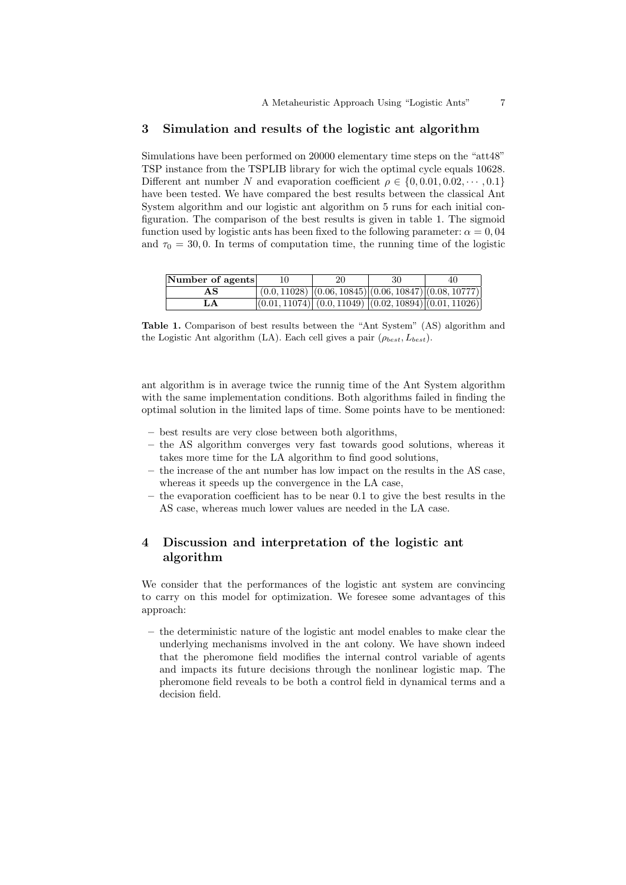## 3 Simulation and results of the logistic ant algorithm

Simulations have been performed on 20000 elementary time steps on the "att48" TSP instance from the TSPLIB library for wich the optimal cycle equals 10628. Different ant number $N$ and evaporation coefficient $\rho \in \{0, 0.01, 0.02, \cdots, 0.1\}$ have been tested. We have compared the best results between the classical Ant System algorithm and our logistic ant algorithm on 5 runs for each initial configuration. The comparison of the best results is given in table 1. The sigmoid function used by logistic ants has been fixed to the following parameter: $\alpha = 0,04$ and $\tau_0 = 30,0$. In terms of computation time, the running time of the logistic ant algorithm is in average twice the runnig time of the Ant System algorithm with the same implementation conditions. Both algorithms failed in finding the optimal solution in the limited laps of time. Some points have to be mentioned:

| **Number of agents** | 10 | 20 | 30 | 40 |
|---|---|---|---|---|
| **AS** | $(0.0, 11028)$ | $(0.06, 10845)$ | $(0.06, 10847)$ | $(0.08, 10777)$ |
| **LA** | $(0.01, 11074)$ | $(0.0, 11049)$ | $(0.02, 10894)$ | $(0.01, 11026)$ |

**Table 1.** Comparison of best results between the "Ant System" (AS) algorithm and the Logistic Ant algorithm (LA). Each cell gives a pair $(\rho_{best}, L_{best})$.

- best results are very close between both algorithms,
- the AS algorithm converges very fast towards good solutions, whereas it takes more time for the LA algorithm to find good solutions,
- the increase of the ant number has low impact on the results in the AS case, whereas it speeds up the convergence in the LA case,
- the evaporation coefficient has to be near 0.1 to give the best results in the AS case, whereas much lower values are needed in the LA case.

## 4 Discussion and interpretation of the logistic ant algorithm

We consider that the performances of the logistic ant system are convincing to carry on this model for optimization. We foresee some advantages of this approach:

- the deterministic nature of the logistic ant model enables to make clear the underlying mechanisms involved in the ant colony. We have shown indeed that the pheromone field modifies the internal control variable of agents and impacts its future decisions through the nonlinear logistic map. The pheromone field reveals to be both a control field in dynamical terms and a decision field.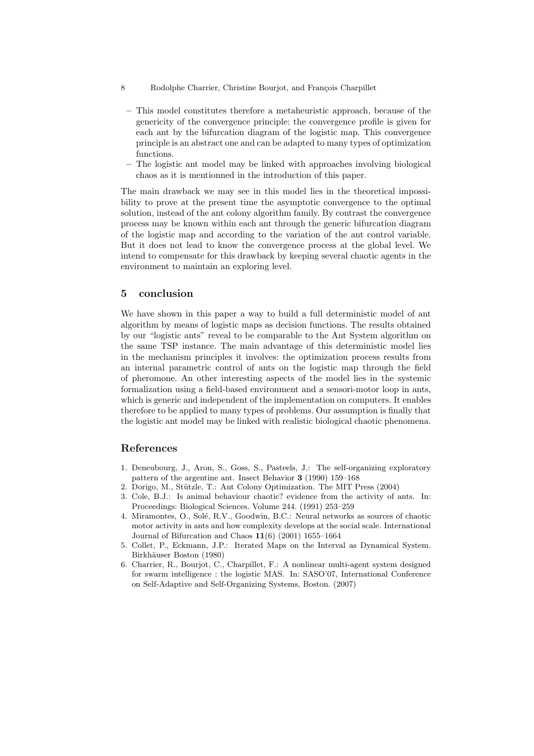- This model constitutes therefore a metaheuristic approach, because of the genericity of the convergence principle: the convergence profile is given for each ant by the bifurcation diagram of the logistic map. This convergence principle is an abstract one and can be adapted to many types of optimization functions.
- The logistic ant model may be linked with approaches involving biological chaos as it is mentionned in the introduction of this paper.

The main drawback we may see in this model lies in the theoretical impossibility to prove at the present time the asymptotic convergence to the optimal solution, instead of the ant colony algorithm family. By contrast the convergence process may be known within each ant through the generic bifurcation diagram of the logistic map and according to the variation of the ant control variable. But it does not lead to know the convergence process at the global level. We intend to compensate for this drawback by keeping several chaotic agents in the environment to maintain an exploring level.

## 5 conclusion

We have shown in this paper a way to build a full deterministic model of ant algorithm by means of logistic maps as decision functions. The results obtained by our "logistic ants" reveal to be comparable to the Ant System algorithm on the same TSP instance. The main advantage of this deterministic model lies in the mechanism principles it involves: the optimization process results from an internal parametric control of ants on the logistic map through the field of pheromone. An other interesting aspects of the model lies in the systemic formalization using a field-based environment and a sensori-motor loop in ants, which is generic and independent of the implementation on computers. It enables therefore to be applied to many types of problems. Our assumption is finally that the logistic ant model may be linked with realistic biological chaotic phenomena.

## References

1. Deneubourg, J., Aron, S., Goss, S., Pasteels, J.: The self-organizing exploratory pattern of the argentine ant. Insect Behavior **3** (1990) 159–168
2. Dorigo, M., Stützle, T.: Ant Colony Optimization. The MIT Press (2004)
3. Cole, B.J.: Is animal behaviour chaotic? evidence from the activity of ants. In: Proceedings: Biological Sciences. Volume 244. (1991) 253–259
4. Miramontes, O., Solé, R.V., Goodwin, B.C.: Neural networks as sources of chaotic motor activity in ants and how complexity develops at the social scale. International Journal of Bifurcation and Chaos **11**(6) (2001) 1655–1664
5. Collet, P., Eckmann, J.P.: Iterated Maps on the Interval as Dynamical System. Birkhäuser Boston (1980)
6. Charrier, R., Bourjot, C., Charpillet, F.: A nonlinear multi-agent system designed for swarm intelligence : the logistic MAS. In: SASO'07, International Conference on Self-Adaptive and Self-Organizing Systems, Boston. (2007)